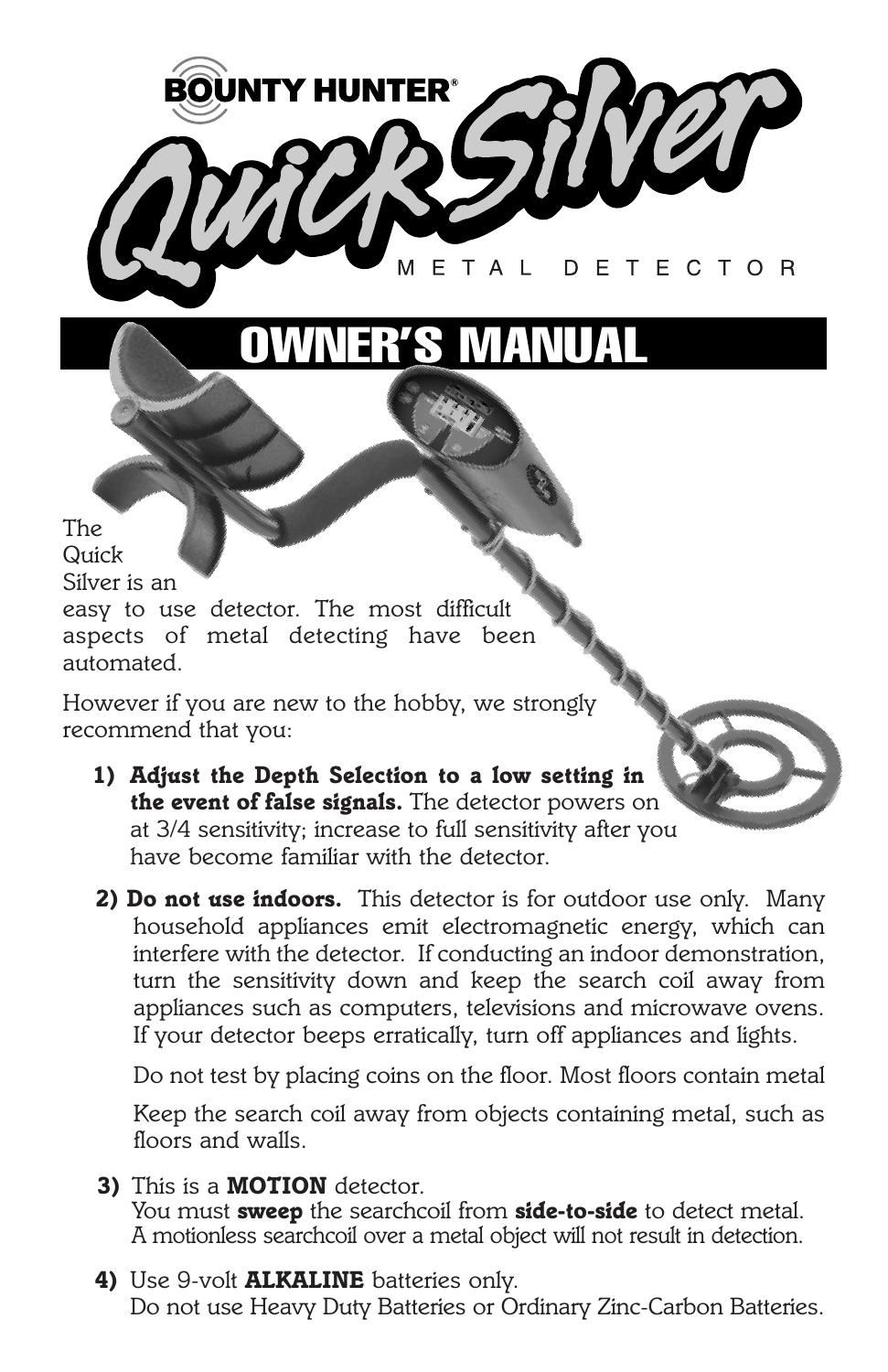# BOUNTY HUNTER® Quick Silver

METAL DETECTOR

## OWNER'S MANUAL

The Quick Silver is an easy to use detector. The most difficult aspects of metal detecting have been automated.

However if you are new to the hobby, we strongly recommend that you:

1) **Adjust the Depth Selection to a low setting in the event of false signals.** The detector powers on at 3/4 sensitivity; increase to full sensitivity after you have become familiar with the detector.

2) **Do not use indoors.** This detector is for outdoor use only. Many household appliances emit electromagnetic energy, which can interfere with the detector. If conducting an indoor demonstration, turn the sensitivity down and keep the search coil away from appliances such as computers, televisions and microwave ovens. If your detector beeps erratically, turn off appliances and lights.

   Do not test by placing coins on the floor. Most floors contain metal

   Keep the search coil away from objects containing metal, such as floors and walls.

3) This is a **MOTION** detector.
   You must **sweep** the searchcoil from **side-to-side** to detect metal.
   A motionless searchcoil over a metal object will not result in detection.

4) Use 9-volt **ALKALINE** batteries only.
   Do not use Heavy Duty Batteries or Ordinary Zinc-Carbon Batteries.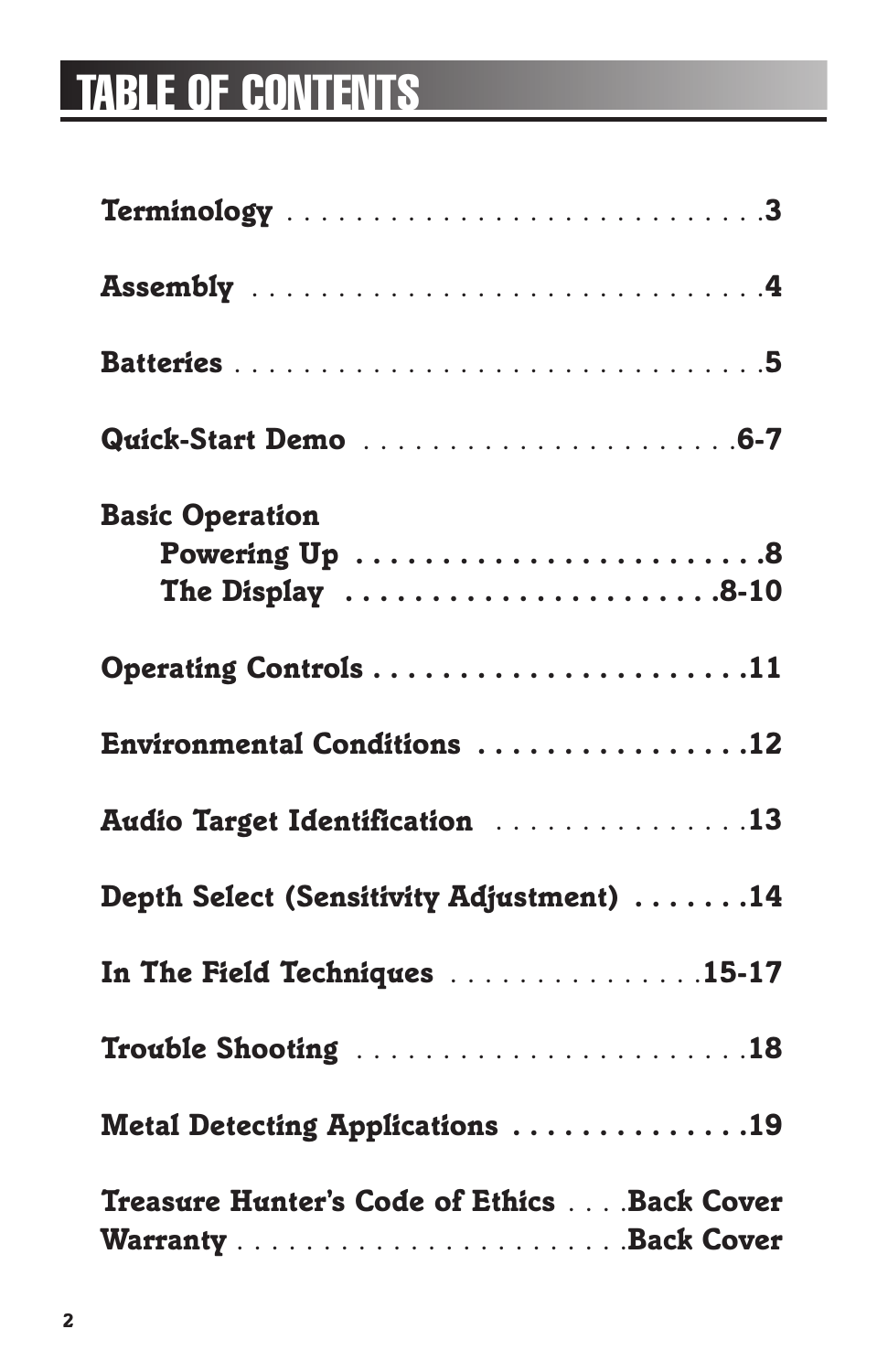# TABLE OF CONTENTS

**Terminology** . . . . . . . . . . . . . . . . . . . . . . . . . . . . . .3

**Assembly** . . . . . . . . . . . . . . . . . . . . . . . . . . . . . . . .4

**Batteries** . . . . . . . . . . . . . . . . . . . . . . . . . . . . . . . . .5

**Quick-Start Demo** . . . . . . . . . . . . . . . . . . . . . . .6-7

**Basic Operation**
- **Powering Up** . . . . . . . . . . . . . . . . . . . . . . . . .8
- **The Display** . . . . . . . . . . . . . . . . . . . . . .8-10

**Operating Controls** . . . . . . . . . . . . . . . . . . . . . .11

**Environmental Conditions** . . . . . . . . . . . . . . . .12

**Audio Target Identification** . . . . . . . . . . . . . . .13

**Depth Select (Sensitivity Adjustment)** . . . . . . .14

**In The Field Techniques** . . . . . . . . . . . . . . .15-17

**Trouble Shooting** . . . . . . . . . . . . . . . . . . . . . . .18

**Metal Detecting Applications** . . . . . . . . . . . . . .19

**Treasure Hunter's Code of Ethics** . . . .Back Cover
**Warranty** . . . . . . . . . . . . . . . . . . . . . . .Back Cover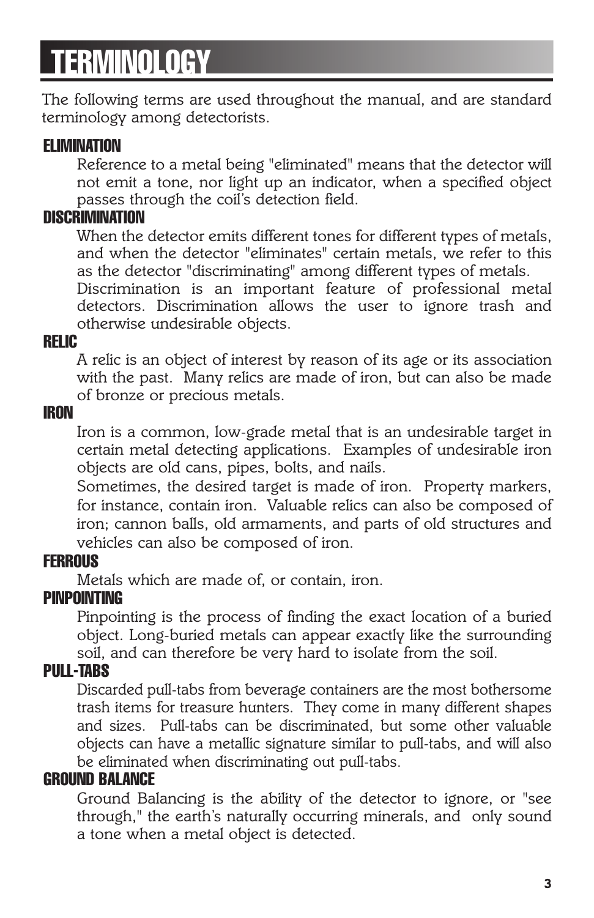# TERMINOLOGY

The following terms are used throughout the manual, and are standard terminology among detectorists.

### ELIMINATION

Reference to a metal being "eliminated" means that the detector will not emit a tone, nor light up an indicator, when a specified object passes through the coil's detection field.

### DISCRIMINATION

When the detector emits different tones for different types of metals, and when the detector "eliminates" certain metals, we refer to this as the detector "discriminating" among different types of metals.

Discrimination is an important feature of professional metal detectors. Discrimination allows the user to ignore trash and otherwise undesirable objects.

### RELIC

A relic is an object of interest by reason of its age or its association with the past. Many relics are made of iron, but can also be made of bronze or precious metals.

### IRON

Iron is a common, low-grade metal that is an undesirable target in certain metal detecting applications. Examples of undesirable iron objects are old cans, pipes, bolts, and nails.

Sometimes, the desired target is made of iron. Property markers, for instance, contain iron. Valuable relics can also be composed of iron; cannon balls, old armaments, and parts of old structures and vehicles can also be composed of iron.

### FERROUS

Metals which are made of, or contain, iron.

### PINPOINTING

Pinpointing is the process of finding the exact location of a buried object. Long-buried metals can appear exactly like the surrounding soil, and can therefore be very hard to isolate from the soil.

### PULL-TABS

Discarded pull-tabs from beverage containers are the most bothersome trash items for treasure hunters. They come in many different shapes and sizes. Pull-tabs can be discriminated, but some other valuable objects can have a metallic signature similar to pull-tabs, and will also be eliminated when discriminating out pull-tabs.

### GROUND BALANCE

Ground Balancing is the ability of the detector to ignore, or "see through," the earth's naturally occurring minerals, and only sound a tone when a metal object is detected.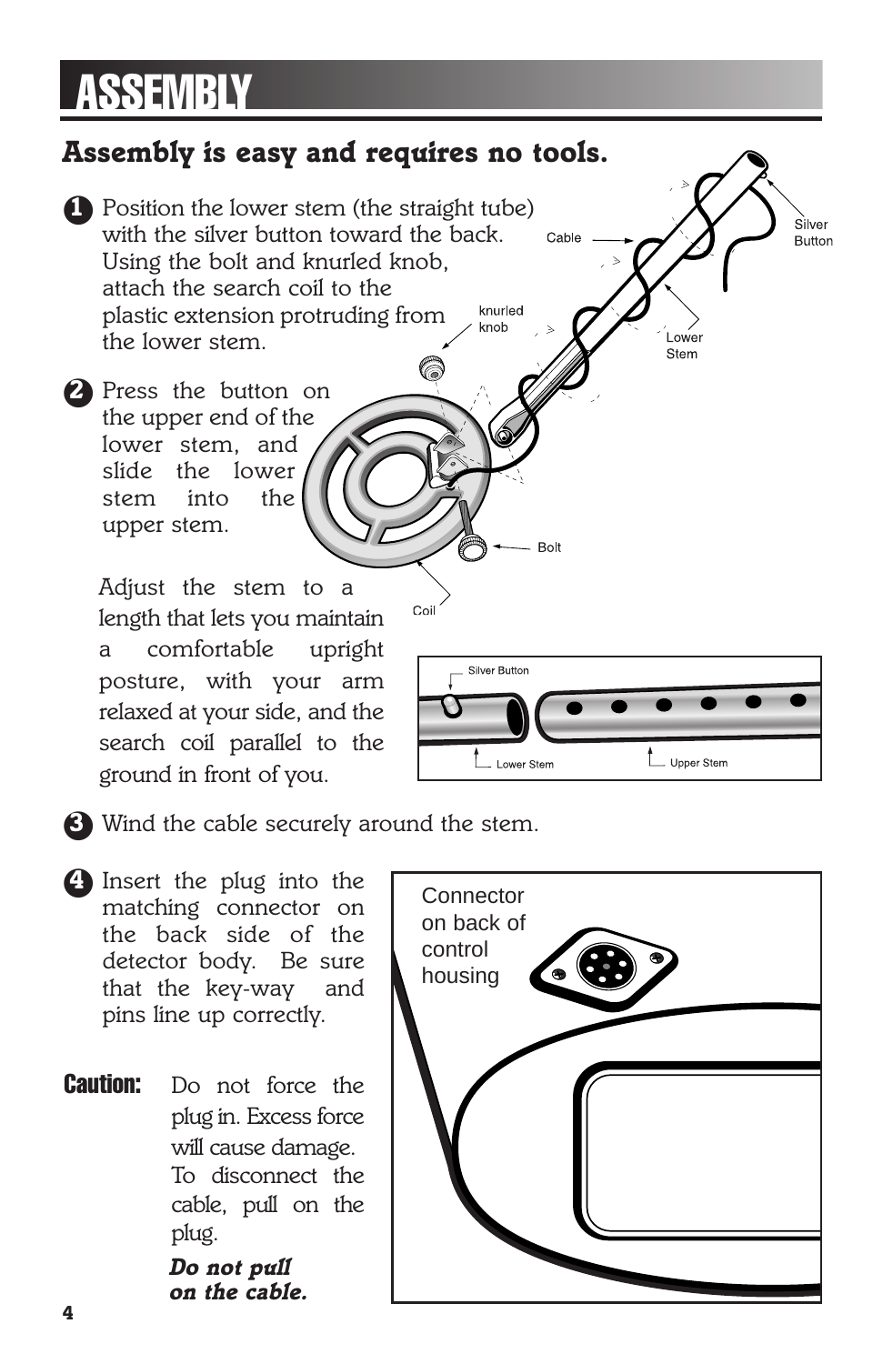# ASSEMBLY

## Assembly is easy and requires no tools.

1. Position the lower stem (the straight tube) with the silver button toward the back. Using the bolt and knurled knob, attach the search coil to the plastic extension protruding from the lower stem.

2. Press the button on the upper end of the lower stem, and slide the lower stem into the upper stem.

   Adjust the stem to a length that lets you maintain a comfortable upright posture, with your arm relaxed at your side, and the search coil parallel to the ground in front of you.

3. Wind the cable securely around the stem.

4. Insert the plug into the matching connector on the back side of the detector body. Be sure that the key-way and pins line up correctly.

**Caution:** Do not force the plug in. Excess force will cause damage. To disconnect the cable, pull on the plug.

***Do not pull on the cable.***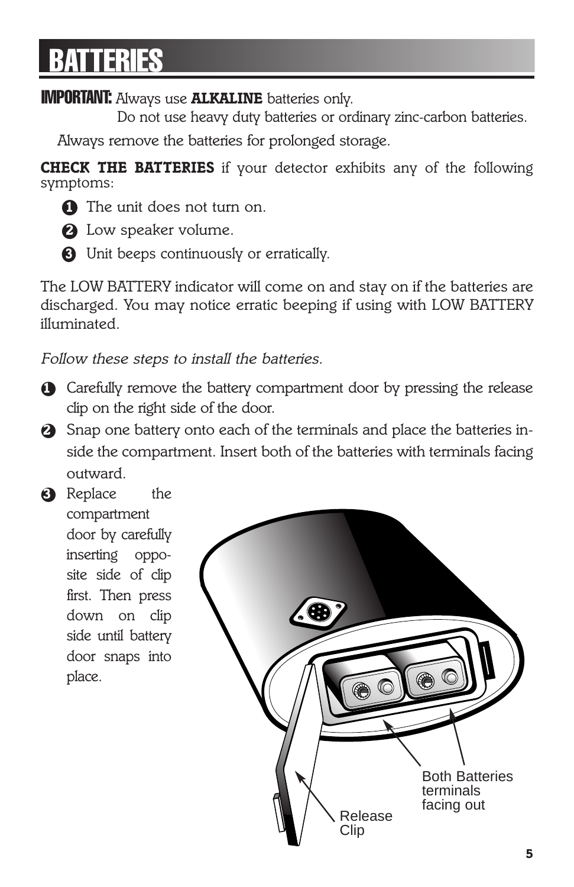# BATTERIES

**IMPORTANT:** Always use **ALKALINE** batteries only.
Do not use heavy duty batteries or ordinary zinc-carbon batteries.

Always remove the batteries for prolonged storage.

**CHECK THE BATTERIES** if your detector exhibits any of the following symptoms:

1. The unit does not turn on.
2. Low speaker volume.
3. Unit beeps continuously or erratically.

The LOW BATTERY indicator will come on and stay on if the batteries are discharged. You may notice erratic beeping if using with LOW BATTERY illuminated.

*Follow these steps to install the batteries.*

1. Carefully remove the battery compartment door by pressing the release clip on the right side of the door.
2. Snap one battery onto each of the terminals and place the batteries inside the compartment. Insert both of the batteries with terminals facing outward.
3. Replace the compartment door by carefully inserting opposite side of clip first. Then press down on clip side until battery door snaps into place.

Both Batteries terminals facing out

Release Clip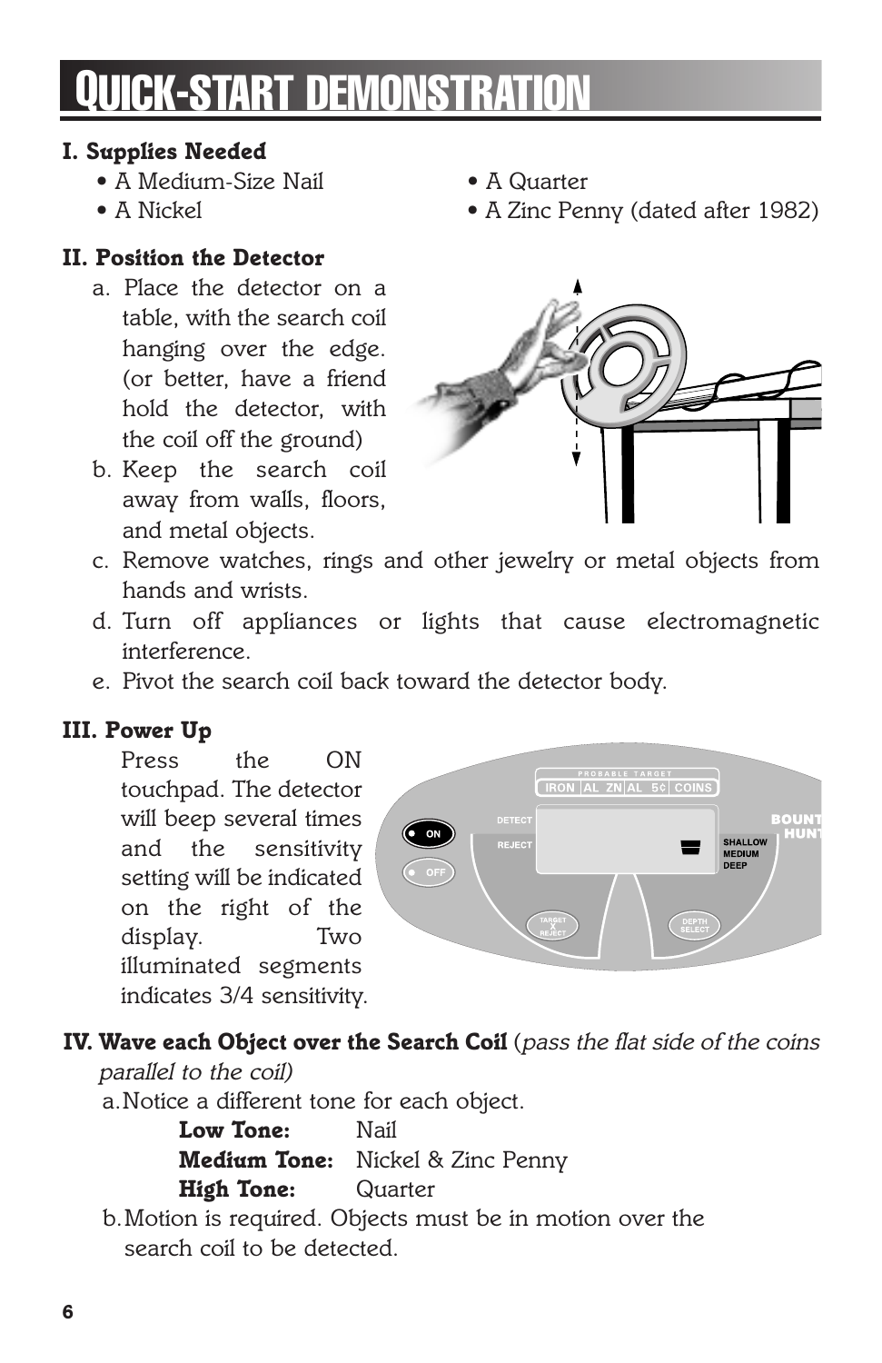# Quick-Start Demonstration

### I. Supplies Needed

- A Medium-Size Nail
- A Nickel
- A Quarter
- A Zinc Penny (dated after 1982)

### II. Position the Detector

a. Place the detector on a table, with the search coil hanging over the edge. (or better, have a friend hold the detector, with the coil off the ground)

b. Keep the search coil away from walls, floors, and metal objects.

c. Remove watches, rings and other jewelry or metal objects from hands and wrists.

d. Turn off appliances or lights that cause electromagnetic interference.

e. Pivot the search coil back toward the detector body.

### III. Power Up

Press the ON touchpad. The detector will beep several times and the sensitivity setting will be indicated on the right of the display. Two illuminated segments indicates 3/4 sensitivity.

### IV. Wave each Object over the Search Coil (*pass the flat side of the coins parallel to the coil)*

a. Notice a different tone for each object.

**Low Tone:** Nail
**Medium Tone:** Nickel & Zinc Penny
**High Tone:** Quarter

b. Motion is required. Objects must be in motion over the search coil to be detected.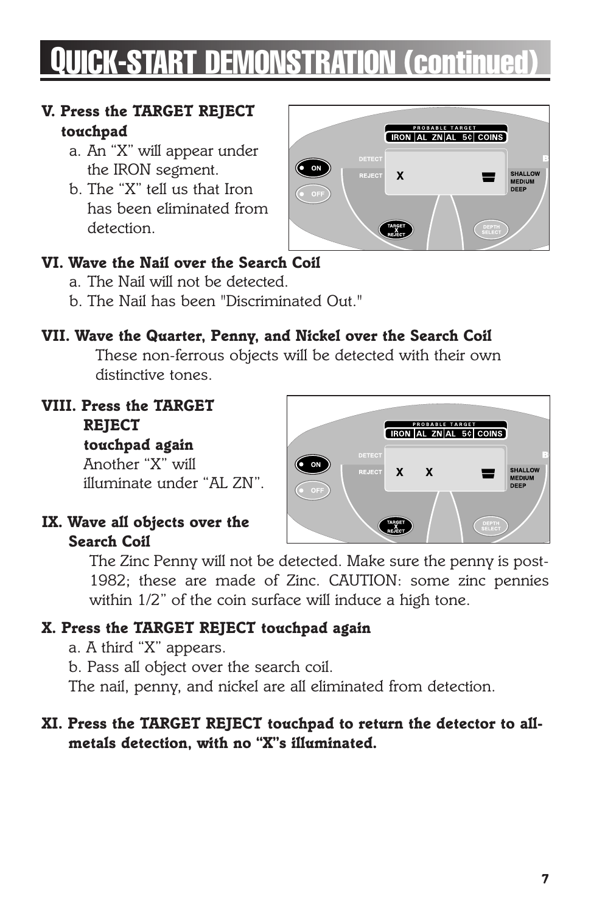# QUICK-START DEMONSTRATION (continued)

**V. Press the TARGET REJECT touchpad**

a. An "X" will appear under the IRON segment.

b. The "X" tell us that Iron has been eliminated from detection.

**VI. Wave the Nail over the Search Coil**

a. The Nail will not be detected.

b. The Nail has been "Discriminated Out."

**VII. Wave the Quarter, Penny, and Nickel over the Search Coil**

These non-ferrous objects will be detected with their own distinctive tones.

**VIII. Press the TARGET REJECT touchpad again**

Another "X" will illuminate under "AL ZN".

**IX. Wave all objects over the Search Coil**

The Zinc Penny will not be detected. Make sure the penny is post-1982; these are made of Zinc. CAUTION: some zinc pennies within 1/2" of the coin surface will induce a high tone.

**X. Press the TARGET REJECT touchpad again**

a. A third "X" appears.

b. Pass all object over the search coil.

The nail, penny, and nickel are all eliminated from detection.

**XI. Press the TARGET REJECT touchpad to return the detector to all-metals detection, with no "X"s illuminated.**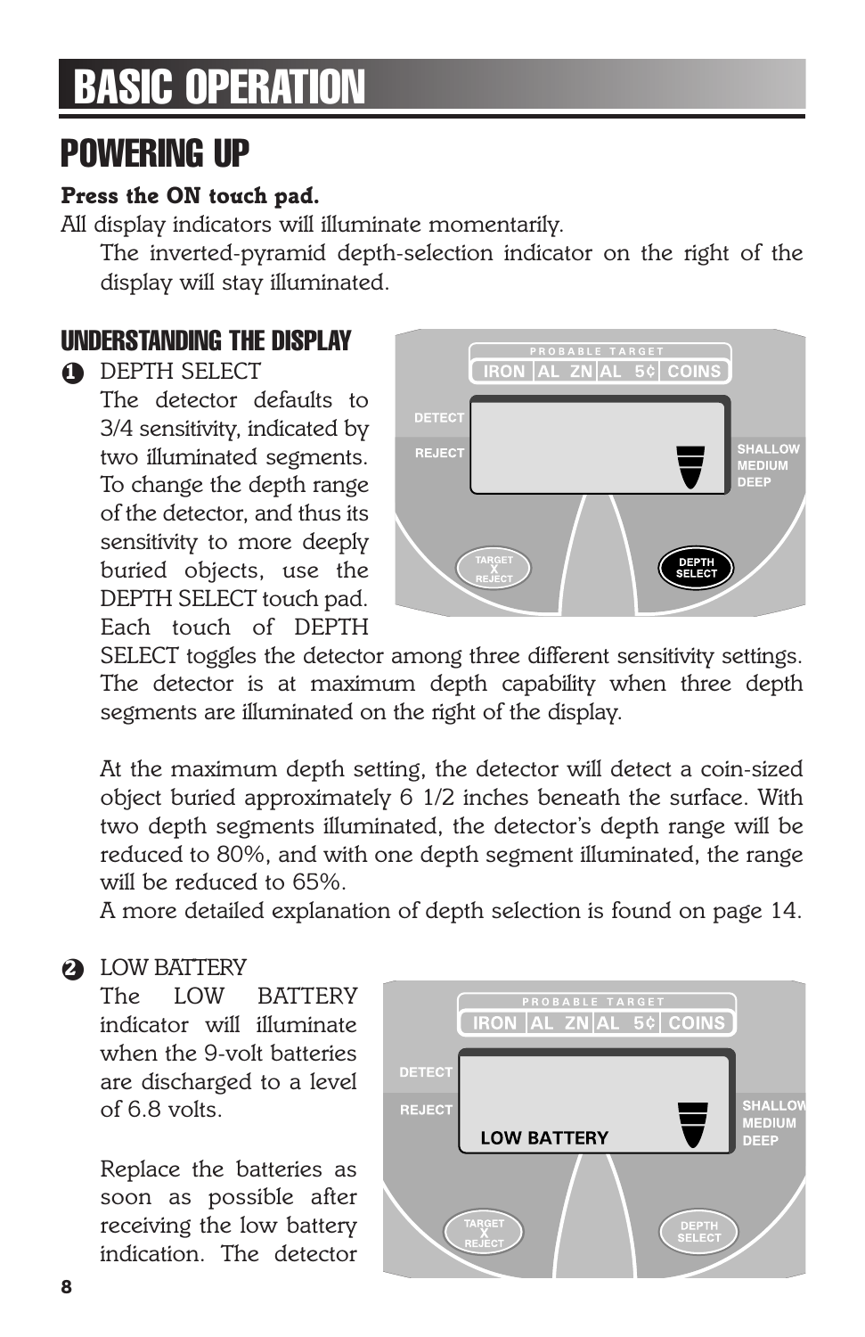# BASIC OPERATION

## POWERING UP

**Press the ON touch pad.**

All display indicators will illuminate momentarily.

The inverted-pyramid depth-selection indicator on the right of the display will stay illuminated.

### UNDERSTANDING THE DISPLAY

**1** DEPTH SELECT

The detector defaults to 3/4 sensitivity, indicated by two illuminated segments. To change the depth range of the detector, and thus its sensitivity to more deeply buried objects, use the DEPTH SELECT touch pad. Each touch of DEPTH SELECT toggles the detector among three different sensitivity settings. The detector is at maximum depth capability when three depth segments are illuminated on the right of the display.

At the maximum depth setting, the detector will detect a coin-sized object buried approximately 6 1/2 inches beneath the surface. With two depth segments illuminated, the detector's depth range will be reduced to 80%, and with one depth segment illuminated, the range will be reduced to 65%.

A more detailed explanation of depth selection is found on page 14.

**2** LOW BATTERY

The LOW BATTERY indicator will illuminate when the 9-volt batteries are discharged to a level of 6.8 volts.

Replace the batteries as soon as possible after receiving the low battery indication. The detector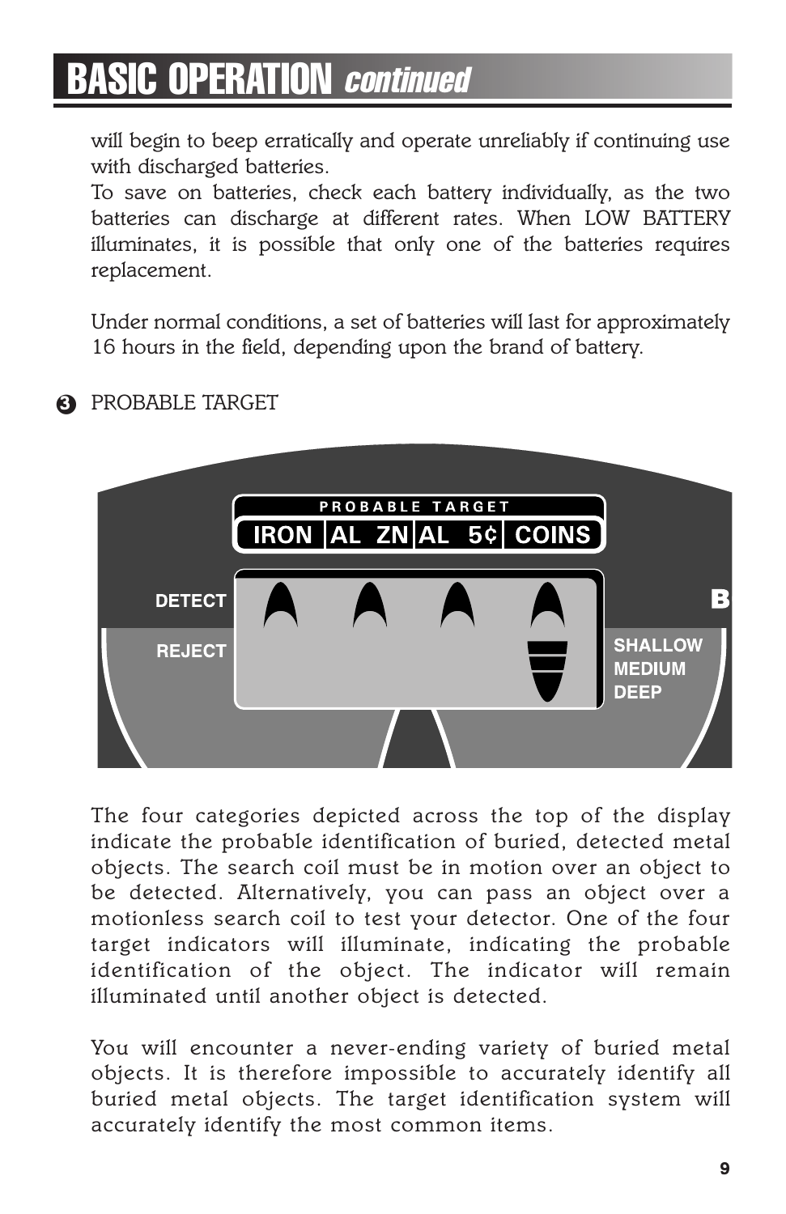# BASIC OPERATION *continued*

will begin to beep erratically and operate unreliably if continuing use with discharged batteries.

To save on batteries, check each battery individually, as the two batteries can discharge at different rates. When LOW BATTERY illuminates, it is possible that only one of the batteries requires replacement.

Under normal conditions, a set of batteries will last for approximately 16 hours in the field, depending upon the brand of battery.

❸ PROBABLE TARGET

The four categories depicted across the top of the display indicate the probable identification of buried, detected metal objects. The search coil must be in motion over an object to be detected. Alternatively, you can pass an object over a motionless search coil to test your detector. One of the four target indicators will illuminate, indicating the probable identification of the object. The indicator will remain illuminated until another object is detected.

You will encounter a never-ending variety of buried metal objects. It is therefore impossible to accurately identify all buried metal objects. The target identification system will accurately identify the most common items.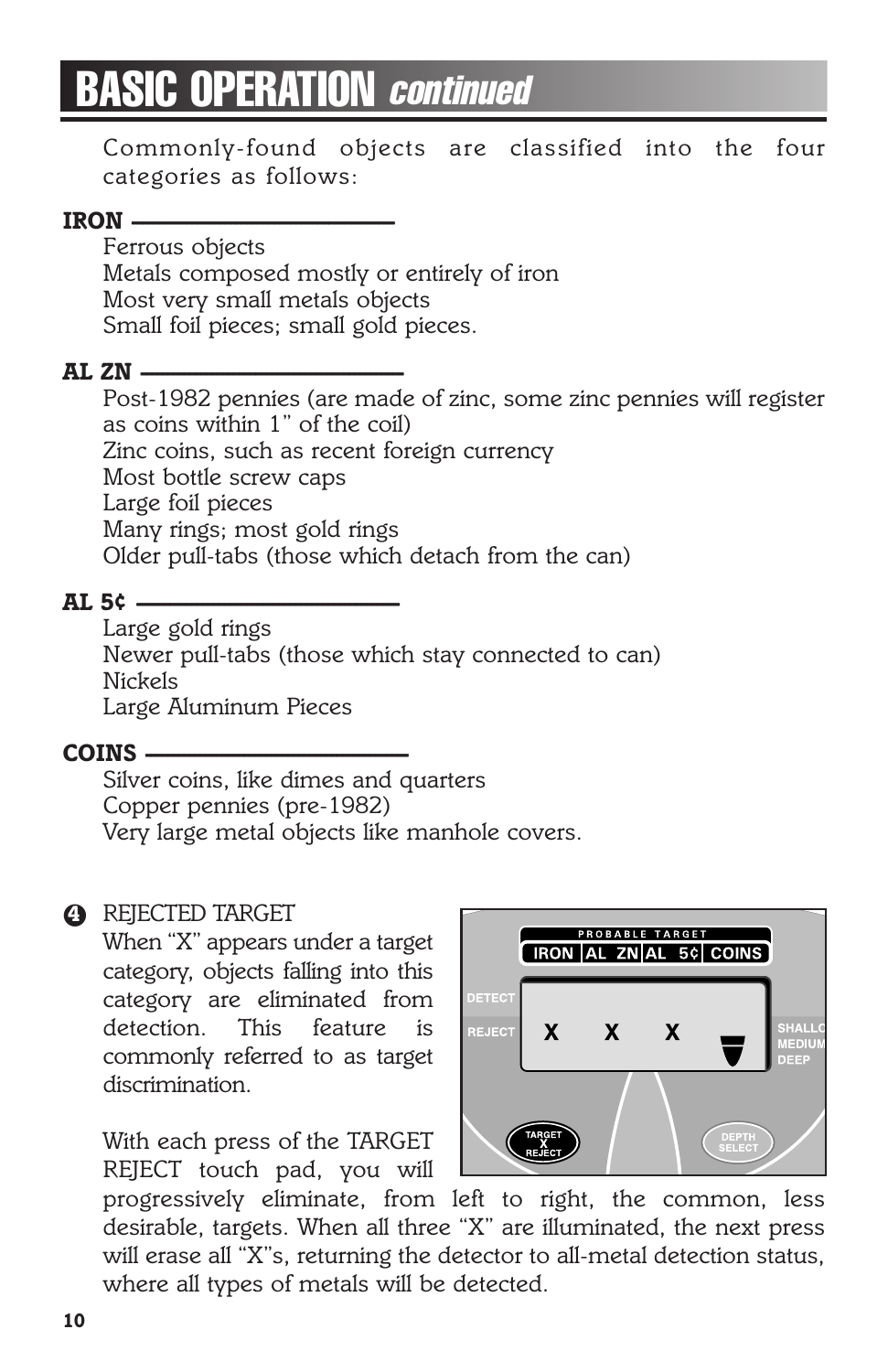# BASIC OPERATION *continued*

Commonly-found objects are classified into the four categories as follows:

**IRON**

Ferrous objects
Metals composed mostly or entirely of iron
Most very small metals objects
Small foil pieces; small gold pieces.

**AL ZN**

Post-1982 pennies (are made of zinc, some zinc pennies will register as coins within 1" of the coil)
Zinc coins, such as recent foreign currency
Most bottle screw caps
Large foil pieces
Many rings; most gold rings
Older pull-tabs (those which detach from the can)

**AL 5¢**

Large gold rings
Newer pull-tabs (those which stay connected to can)
Nickels
Large Aluminum Pieces

**COINS**

Silver coins, like dimes and quarters
Copper pennies (pre-1982)
Very large metal objects like manhole covers.

**4** REJECTED TARGET

When "X" appears under a target category, objects falling into this category are eliminated from detection. This feature is commonly referred to as target discrimination.

PROBABLE TARGET
IRON | AL ZN | AL 5¢ | COINS
DETECT
REJECT X X X
SHALLOW
MEDIUM
DEEP
TARGET X REJECT
DEPTH SELECT

With each press of the TARGET REJECT touch pad, you will progressively eliminate, from left to right, the common, less desirable, targets. When all three "X" are illuminated, the next press will erase all "X"s, returning the detector to all-metal detection status, where all types of metals will be detected.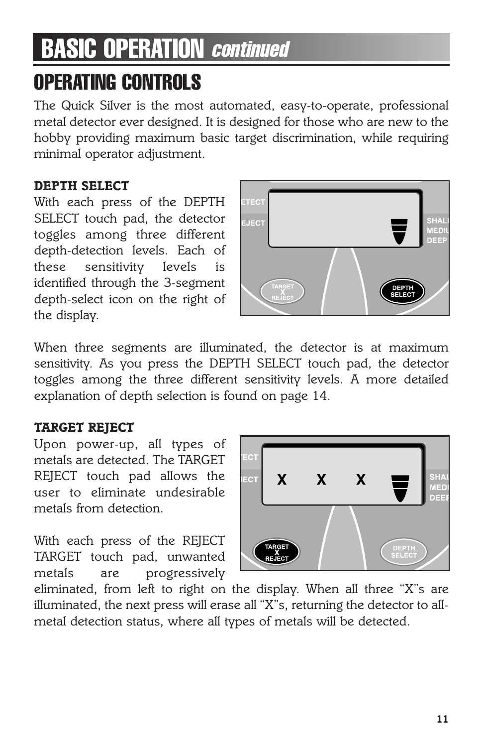# BASIC OPERATION *Continued*

## OPERATING CONTROLS

The Quick Silver is the most automated, easy-to-operate, professional metal detector ever designed. It is designed for those who are new to the hobby providing maximum basic target discrimination, while requiring minimal operator adjustment.

### DEPTH SELECT

With each press of the DEPTH SELECT touch pad, the detector toggles among three different depth-detection levels. Each of these sensitivity levels is identified through the 3-segment depth-select icon on the right of the display.

When three segments are illuminated, the detector is at maximum sensitivity. As you press the DEPTH SELECT touch pad, the detector toggles among the three different sensitivity levels. A more detailed explanation of depth selection is found on page 14.

### TARGET REJECT

Upon power-up, all types of metals are detected. The TARGET REJECT touch pad allows the user to eliminate undesirable metals from detection.

With each press of the REJECT TARGET touch pad, unwanted metals are progressively eliminated, from left to right on the display. When all three "X"s are illuminated, the next press will erase all "X"s, returning the detector to all-metal detection status, where all types of metals will be detected.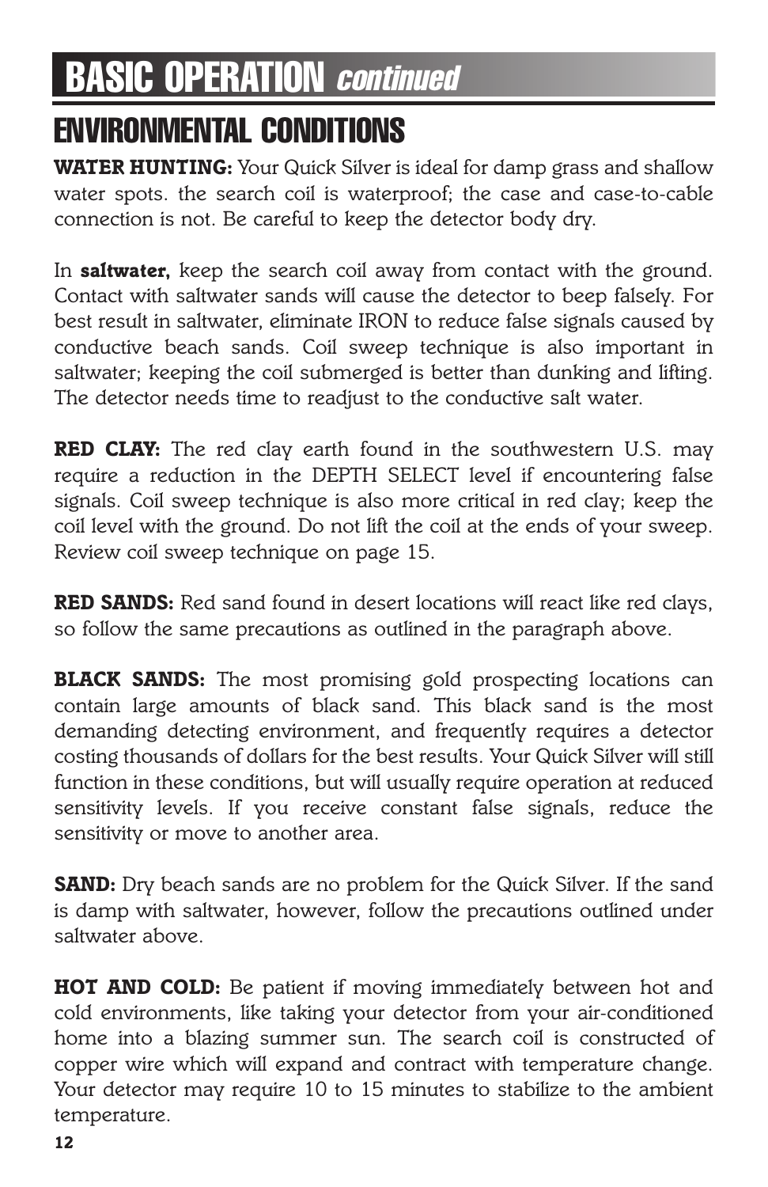# BASIC OPERATION *continued*

## ENVIRONMENTAL CONDITIONS

**WATER HUNTING:** Your Quick Silver is ideal for damp grass and shallow water spots. the search coil is waterproof; the case and case-to-cable connection is not. Be careful to keep the detector body dry.

In **saltwater,** keep the search coil away from contact with the ground. Contact with saltwater sands will cause the detector to beep falsely. For best result in saltwater, eliminate IRON to reduce false signals caused by conductive beach sands. Coil sweep technique is also important in saltwater; keeping the coil submerged is better than dunking and lifting. The detector needs time to readjust to the conductive salt water.

**RED CLAY:** The red clay earth found in the southwestern U.S. may require a reduction in the DEPTH SELECT level if encountering false signals. Coil sweep technique is also more critical in red clay; keep the coil level with the ground. Do not lift the coil at the ends of your sweep. Review coil sweep technique on page 15.

**RED SANDS:** Red sand found in desert locations will react like red clays, so follow the same precautions as outlined in the paragraph above.

**BLACK SANDS:** The most promising gold prospecting locations can contain large amounts of black sand. This black sand is the most demanding detecting environment, and frequently requires a detector costing thousands of dollars for the best results. Your Quick Silver will still function in these conditions, but will usually require operation at reduced sensitivity levels. If you receive constant false signals, reduce the sensitivity or move to another area.

**SAND:** Dry beach sands are no problem for the Quick Silver. If the sand is damp with saltwater, however, follow the precautions outlined under saltwater above.

**HOT AND COLD:** Be patient if moving immediately between hot and cold environments, like taking your detector from your air-conditioned home into a blazing summer sun. The search coil is constructed of copper wire which will expand and contract with temperature change. Your detector may require 10 to 15 minutes to stabilize to the ambient temperature.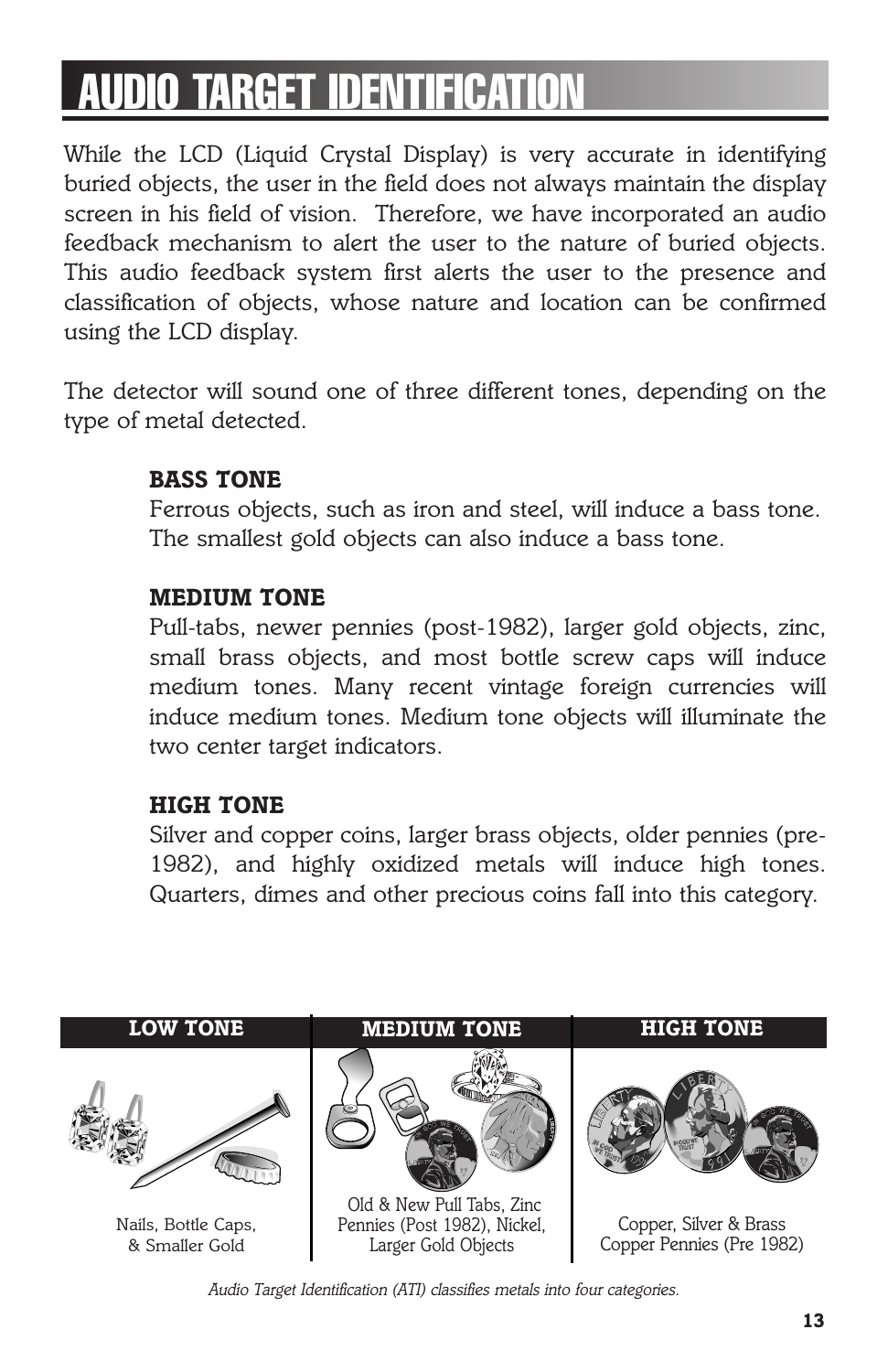# AUDIO TARGET IDENTIFICATION

While the LCD (Liquid Crystal Display) is very accurate in identifying buried objects, the user in the field does not always maintain the display screen in his field of vision. Therefore, we have incorporated an audio feedback mechanism to alert the user to the nature of buried objects. This audio feedback system first alerts the user to the presence and classification of objects, whose nature and location can be confirmed using the LCD display.

The detector will sound one of three different tones, depending on the type of metal detected.

**BASS TONE**
Ferrous objects, such as iron and steel, will induce a bass tone. The smallest gold objects can also induce a bass tone.

**MEDIUM TONE**
Pull-tabs, newer pennies (post-1982), larger gold objects, zinc, small brass objects, and most bottle screw caps will induce medium tones. Many recent vintage foreign currencies will induce medium tones. Medium tone objects will illuminate the two center target indicators.

**HIGH TONE**
Silver and copper coins, larger brass objects, older pennies (pre-1982), and highly oxidized metals will induce high tones. Quarters, dimes and other precious coins fall into this category.

| LOW TONE | MEDIUM TONE | HIGH TONE |
|---|---|---|
| Nails, Bottle Caps, & Smaller Gold | Old & New Pull Tabs, Zinc Pennies (Post 1982), Nickel, Larger Gold Objects | Copper, Silver & Brass Copper Pennies (Pre 1982) |

*Audio Target Identification (ATI) classifies metals into four categories.*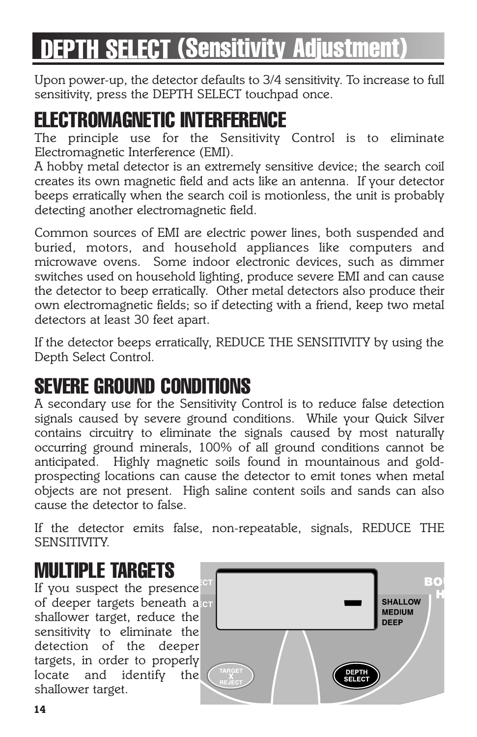# DEPTH SELECT (Sensitivity Adjustment)

Upon power-up, the detector defaults to 3/4 sensitivity. To increase to full sensitivity, press the DEPTH SELECT touchpad once.

## ELECTROMAGNETIC INTERFERENCE

The principle use for the Sensitivity Control is to eliminate Electromagnetic Interference (EMI).

A hobby metal detector is an extremely sensitive device; the search coil creates its own magnetic field and acts like an antenna. If your detector beeps erratically when the search coil is motionless, the unit is probably detecting another electromagnetic field.

Common sources of EMI are electric power lines, both suspended and buried, motors, and household appliances like computers and microwave ovens. Some indoor electronic devices, such as dimmer switches used on household lighting, produce severe EMI and can cause the detector to beep erratically. Other metal detectors also produce their own electromagnetic fields; so if detecting with a friend, keep two metal detectors at least 30 feet apart.

If the detector beeps erratically, REDUCE THE SENSITIVITY by using the Depth Select Control.

## SEVERE GROUND CONDITIONS

A secondary use for the Sensitivity Control is to reduce false detection signals caused by severe ground conditions. While your Quick Silver contains circuitry to eliminate the signals caused by most naturally occurring ground minerals, 100% of all ground conditions cannot be anticipated. Highly magnetic soils found in mountainous and gold-prospecting locations can cause the detector to emit tones when metal objects are not present. High saline content soils and sands can also cause the detector to false.

If the detector emits false, non-repeatable, signals, REDUCE THE SENSITIVITY.

## MULTIPLE TARGETS

If you suspect the presence of deeper targets beneath a shallower target, reduce the sensitivity to eliminate the detection of the deeper targets, in order to properly locate and identify the shallower target.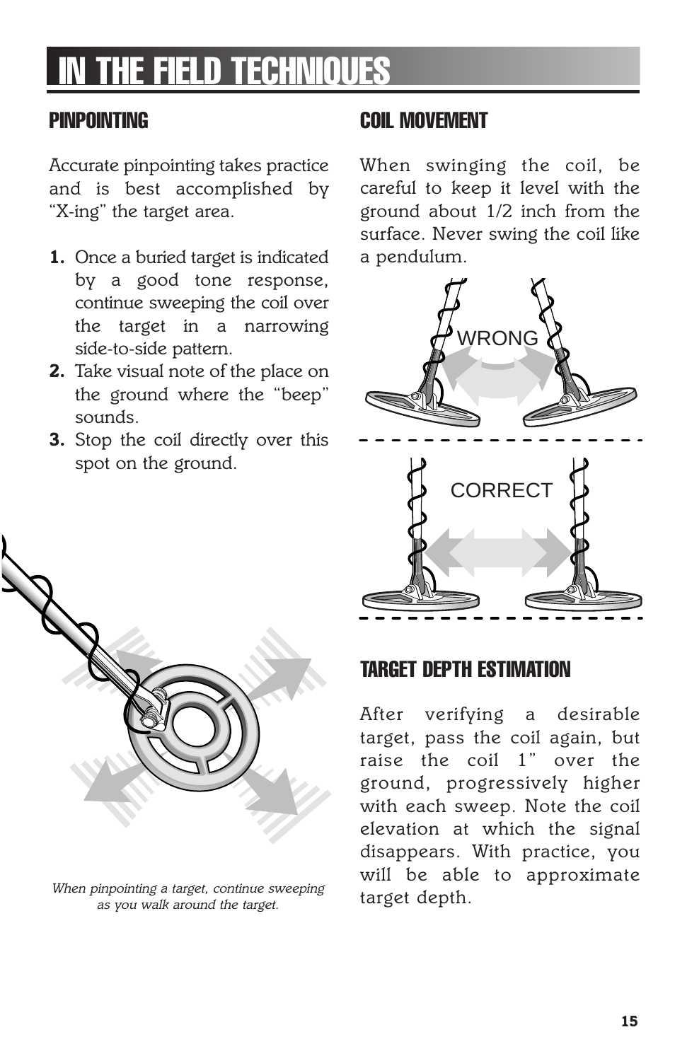# IN THE FIELD TECHNIQUES

## PINPOINTING

Accurate pinpointing takes practice and is best accomplished by "X-ing" the target area.

1. Once a buried target is indicated by a good tone response, continue sweeping the coil over the target in a narrowing side-to-side pattern.
2. Take visual note of the place on the ground where the "beep" sounds.
3. Stop the coil directly over this spot on the ground.

*When pinpointing a target, continue sweeping as you walk around the target.*

## COIL MOVEMENT

When swinging the coil, be careful to keep it level with the ground about 1/2 inch from the surface. Never swing the coil like a pendulum.

WRONG

CORRECT

## TARGET DEPTH ESTIMATION

After verifying a desirable target, pass the coil again, but raise the coil 1" over the ground, progressively higher with each sweep. Note the coil elevation at which the signal disappears. With practice, you will be able to approximate target depth.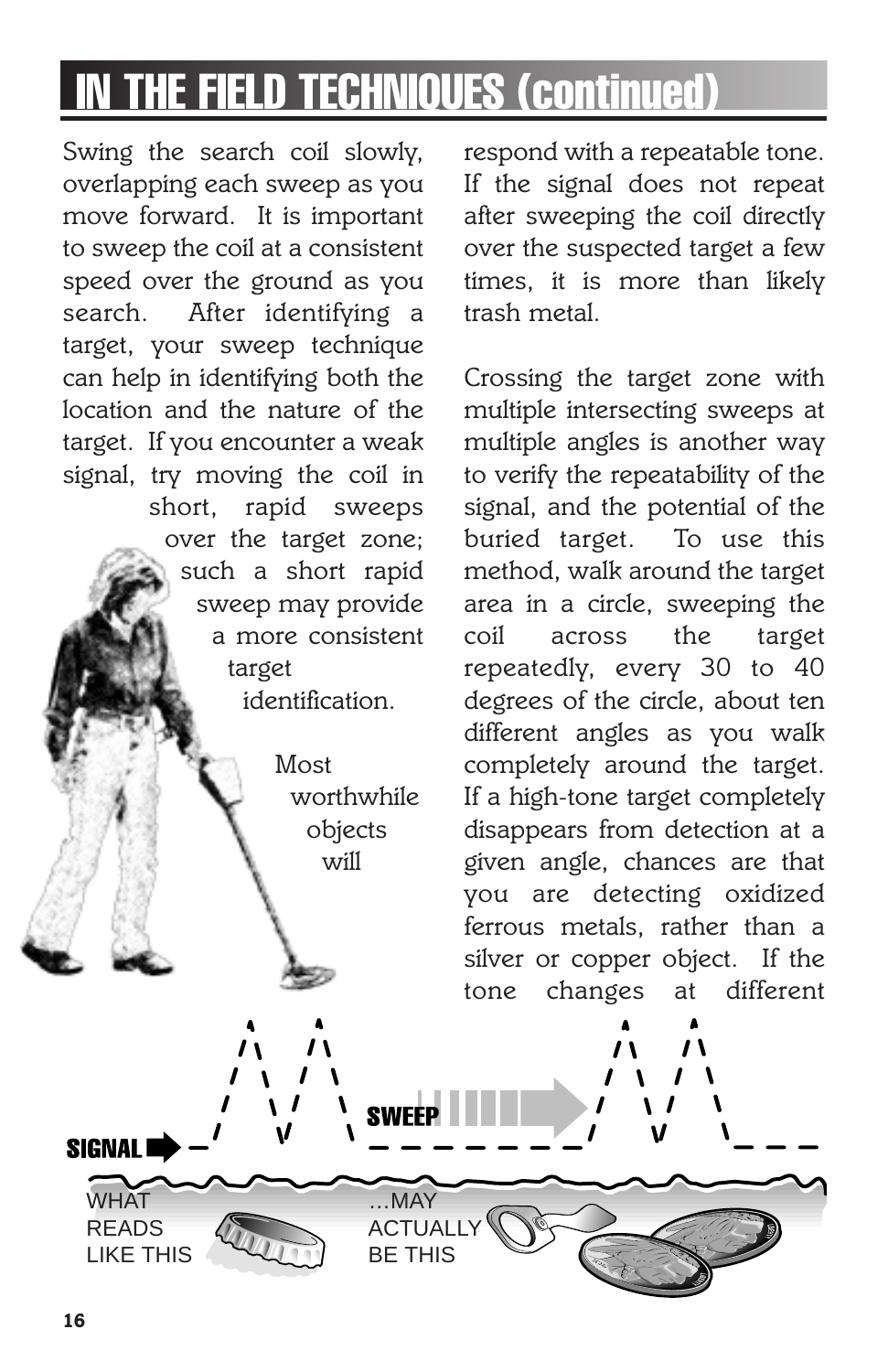# IN THE FIELD TECHNIQUES (continued)

Swing the search coil slowly, overlapping each sweep as you move forward. It is important to sweep the coil at a consistent speed over the ground as you search. After identifying a target, your sweep technique can help in identifying both the location and the nature of the target. If you encounter a weak signal, try moving the coil in short, rapid sweeps over the target zone; such a short rapid sweep may provide a more consistent target identification.

Most worthwhile objects will respond with a repeatable tone. If the signal does not repeat after sweeping the coil directly over the suspected target a few times, it is more than likely trash metal.

Crossing the target zone with multiple intersecting sweeps at multiple angles is another way to verify the repeatability of the signal, and the potential of the buried target. To use this method, walk around the target area in a circle, sweeping the coil across the target repeatedly, every 30 to 40 degrees of the circle, about ten different angles as you walk completely around the target. If a high-tone target completely disappears from detection at a given angle, chances are that you are detecting oxidized ferrous metals, rather than a silver or copper object. If the tone changes at different

SIGNAL

SWEEP

WHAT READS LIKE THIS

...MAY ACTUALLY BE THIS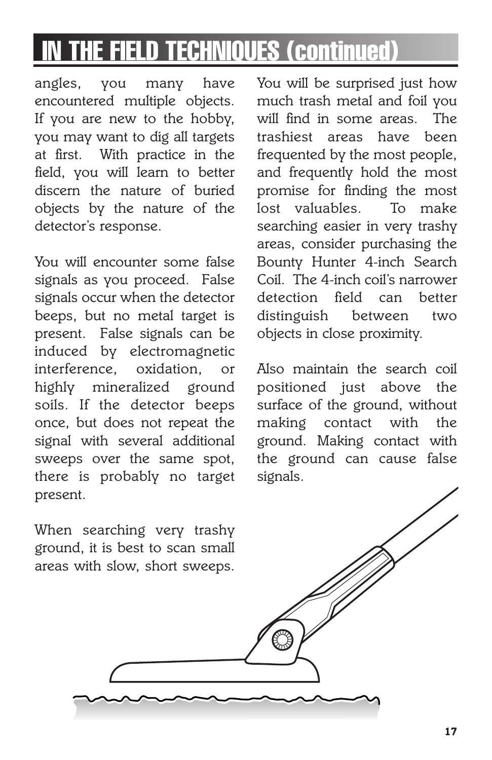# IN THE FIELD TECHNIQUES (continued)

angles, you many have encountered multiple objects. If you are new to the hobby, you may want to dig all targets at first. With practice in the field, you will learn to better discern the nature of buried objects by the nature of the detector's response.

You will encounter some false signals as you proceed. False signals occur when the detector beeps, but no metal target is present. False signals can be induced by electromagnetic interference, oxidation, or highly mineralized ground soils. If the detector beeps once, but does not repeat the signal with several additional sweeps over the same spot, there is probably no target present.

When searching very trashy ground, it is best to scan small areas with slow, short sweeps. You will be surprised just how much trash metal and foil you will find in some areas. The trashiest areas have been frequented by the most people, and frequently hold the most promise for finding the most lost valuables. To make searching easier in very trashy areas, consider purchasing the Bounty Hunter 4-inch Search Coil. The 4-inch coil's narrower detection field can better distinguish between two objects in close proximity.

Also maintain the search coil positioned just above the surface of the ground, without making contact with the ground. Making contact with the ground can cause false signals.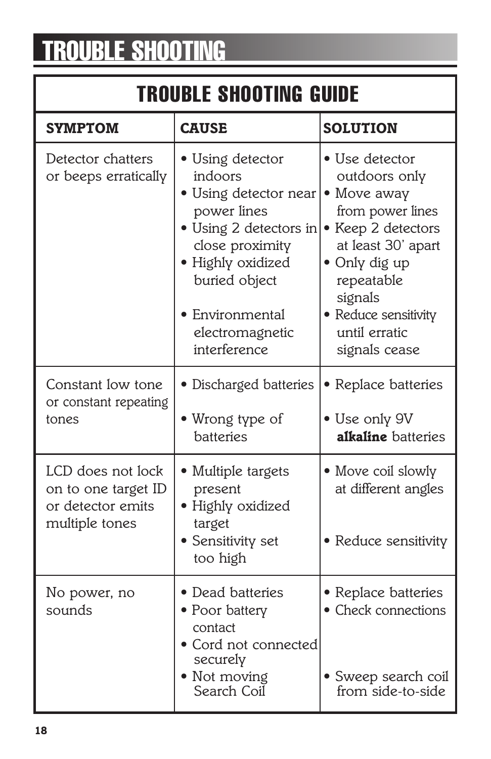# TROUBLE SHOOTING

## TROUBLE SHOOTING GUIDE

| SYMPTOM | CAUSE | SOLUTION |
|---|---|---|
| Detector chatters or beeps erratically | • Using detector indoors<br>• Using detector near power lines<br>• Using 2 detectors in close proximity<br>• Highly oxidized buried object<br>• Environmental electromagnetic interference | • Use detector outdoors only<br>• Move away from power lines<br>• Keep 2 detectors at least 30' apart<br>• Only dig up repeatable signals<br>• Reduce sensitivity until erratic signals cease |
| Constant low tone or constant repeating tones | • Discharged batteries<br>• Wrong type of batteries | • Replace batteries<br>• Use only 9V **alkaline** batteries |
| LCD does not lock on to one target ID or detector emits multiple tones | • Multiple targets present<br>• Highly oxidized target<br>• Sensitivity set too high | • Move coil slowly at different angles<br>• Reduce sensitivity |
| No power, no sounds | • Dead batteries<br>• Poor battery contact<br>• Cord not connected securely<br>• Not moving Search Coil | • Replace batteries<br>• Check connections<br>• Sweep search coil from side-to-side |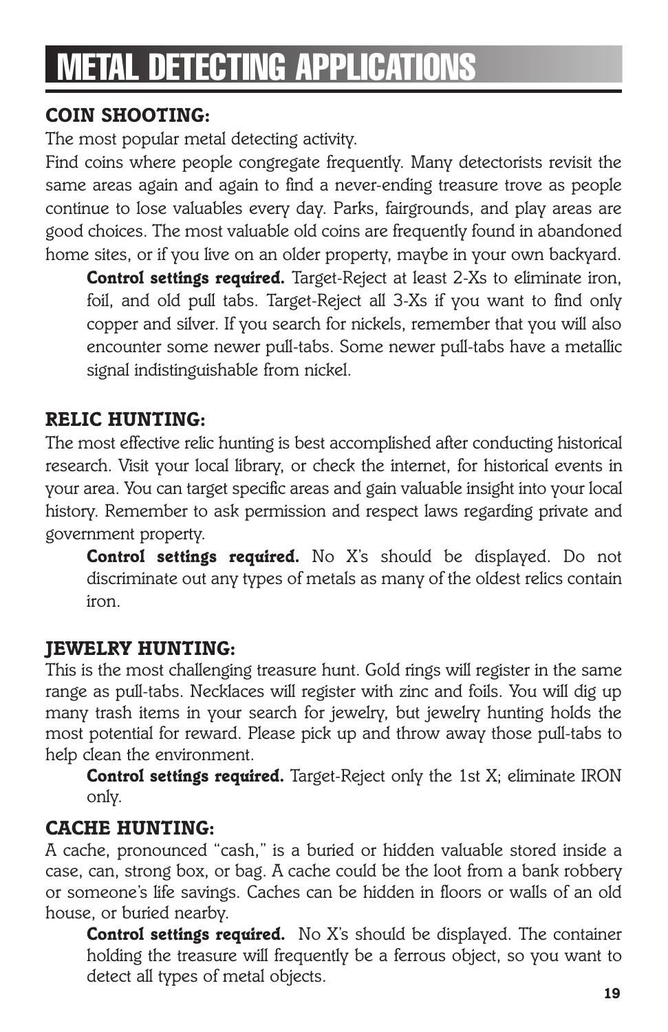# METAL DETECTING APPLICATIONS

### COIN SHOOTING:

The most popular metal detecting activity.

Find coins where people congregate frequently. Many detectorists revisit the same areas again and again to find a never-ending treasure trove as people continue to lose valuables every day. Parks, fairgrounds, and play areas are good choices. The most valuable old coins are frequently found in abandoned home sites, or if you live on an older property, maybe in your own backyard.

> **Control settings required.** Target-Reject at least 2-Xs to eliminate iron, foil, and old pull tabs. Target-Reject all 3-Xs if you want to find only copper and silver. If you search for nickels, remember that you will also encounter some newer pull-tabs. Some newer pull-tabs have a metallic signal indistinguishable from nickel.

### RELIC HUNTING:

The most effective relic hunting is best accomplished after conducting historical research. Visit your local library, or check the internet, for historical events in your area. You can target specific areas and gain valuable insight into your local history. Remember to ask permission and respect laws regarding private and government property.

> **Control settings required.** No X's should be displayed. Do not discriminate out any types of metals as many of the oldest relics contain iron.

### JEWELRY HUNTING:

This is the most challenging treasure hunt. Gold rings will register in the same range as pull-tabs. Necklaces will register with zinc and foils. You will dig up many trash items in your search for jewelry, but jewelry hunting holds the most potential for reward. Please pick up and throw away those pull-tabs to help clean the environment.

> **Control settings required.** Target-Reject only the 1st X; eliminate IRON only.

### CACHE HUNTING:

A cache, pronounced "cash," is a buried or hidden valuable stored inside a case, can, strong box, or bag. A cache could be the loot from a bank robbery or someone's life savings. Caches can be hidden in floors or walls of an old house, or buried nearby.

> **Control settings required.** No X's should be displayed. The container holding the treasure will frequently be a ferrous object, so you want to detect all types of metal objects.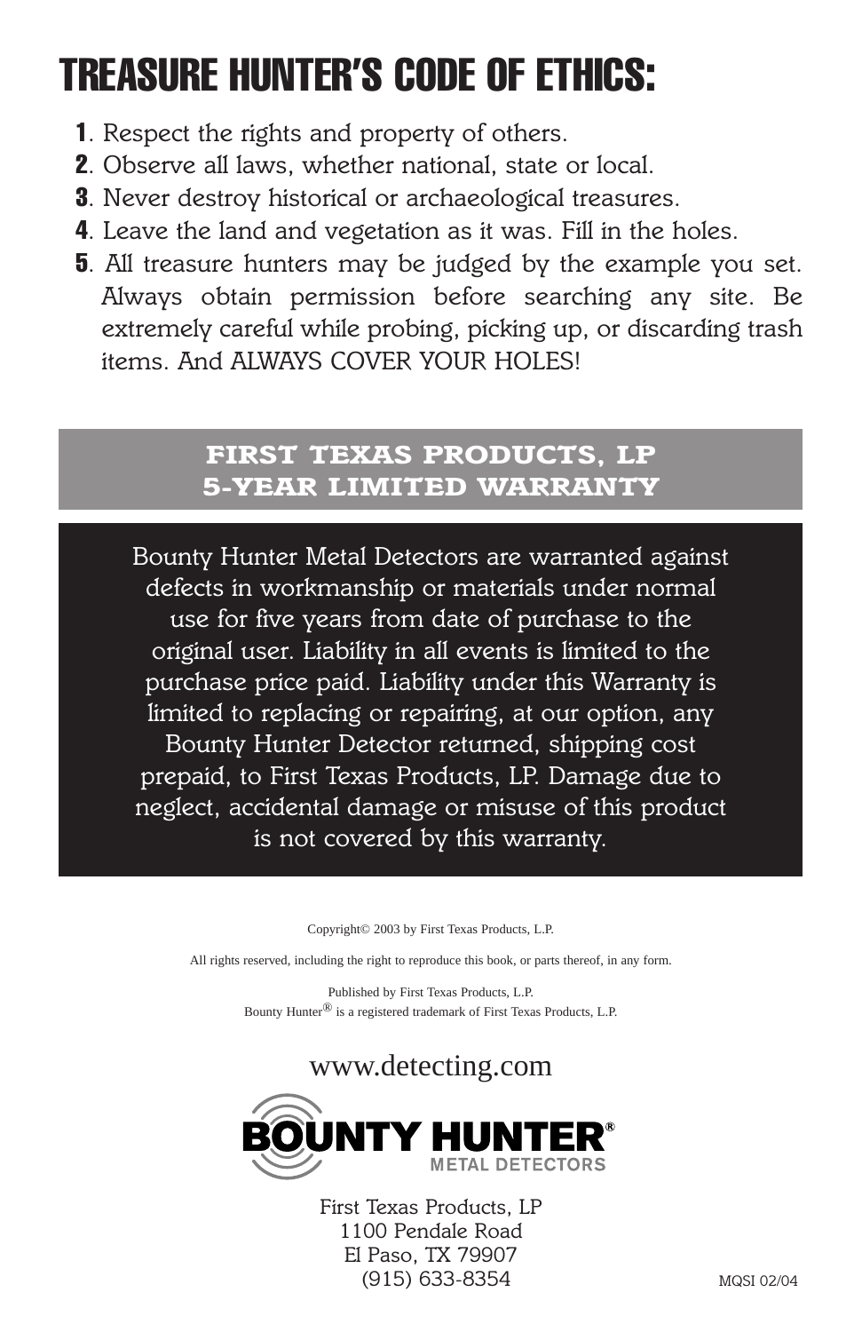# TREASURE HUNTER'S CODE OF ETHICS:

**1**. Respect the rights and property of others.
**2**. Observe all laws, whether national, state or local.
**3**. Never destroy historical or archaeological treasures.
**4**. Leave the land and vegetation as it was. Fill in the holes.
**5**. All treasure hunters may be judged by the example you set. Always obtain permission before searching any site. Be extremely careful while probing, picking up, or discarding trash items. And ALWAYS COVER YOUR HOLES!

## FIRST TEXAS PRODUCTS, LP
## 5-YEAR LIMITED WARRANTY

Bounty Hunter Metal Detectors are warranted against defects in workmanship or materials under normal use for five years from date of purchase to the original user. Liability in all events is limited to the purchase price paid. Liability under this Warranty is limited to replacing or repairing, at our option, any Bounty Hunter Detector returned, shipping cost prepaid, to First Texas Products, LP. Damage due to neglect, accidental damage or misuse of this product is not covered by this warranty.

Copyright© 2003 by First Texas Products, L.P.

All rights reserved, including the right to reproduce this book, or parts thereof, in any form.

Published by First Texas Products, L.P.
Bounty Hunter® is a registered trademark of First Texas Products, L.P.

www.detecting.com

BOUNTY HUNTER®
METAL DETECTORS

First Texas Products, LP
1100 Pendale Road
El Paso, TX 79907
(915) 633-8354

MQSI 02/04